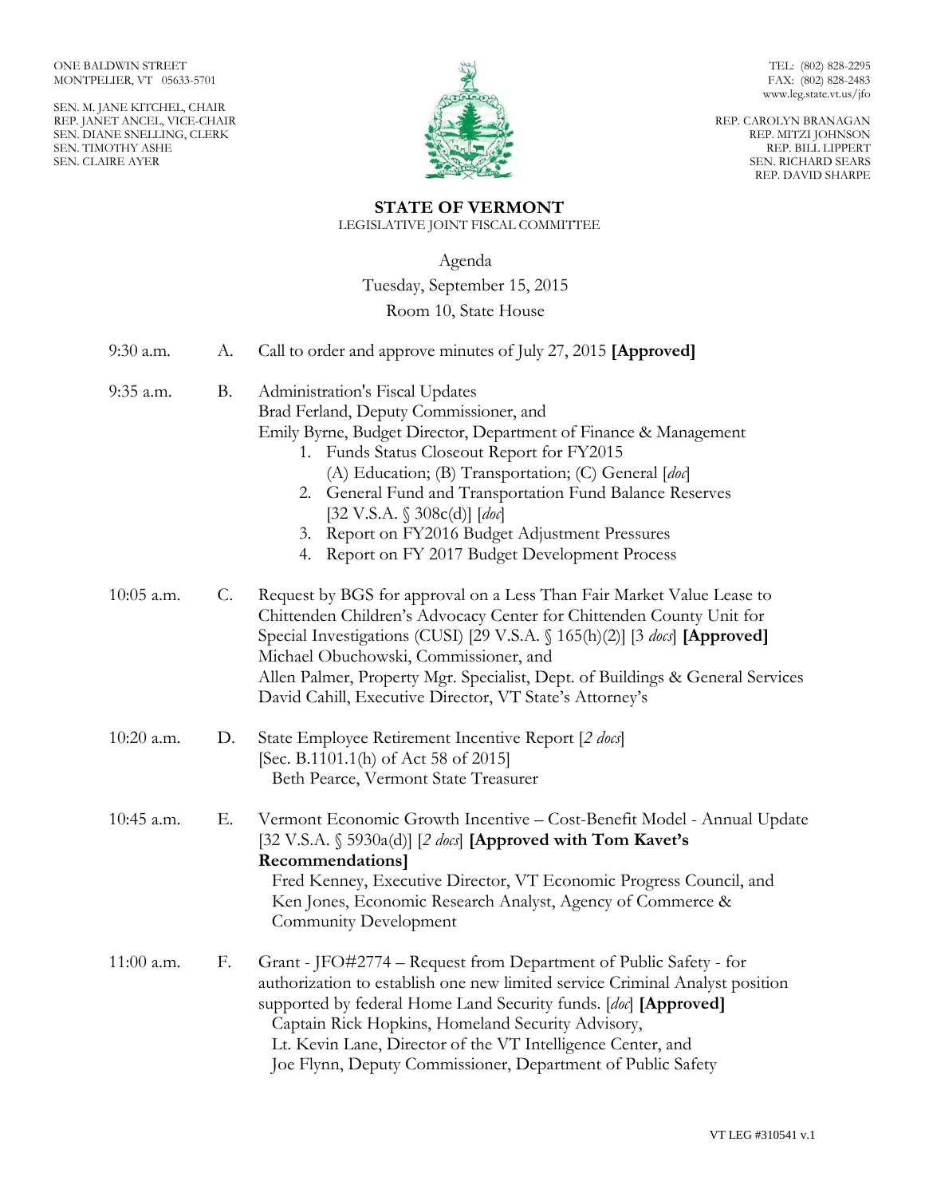ONE BALDWIN STREET
MONTPELIER, VT 05633-5701

SEN. M. JANE KITCHEL, CHAIR
REP. JANET ANCEL, VICE-CHAIR
SEN. DIANE SNELLING, CLERK
SEN. TIMOTHY ASHE
SEN. CLAIRE AYER

TEL: (802) 828-2295
FAX: (802) 828-2483
www.leg.state.vt.us/jfo

REP. CAROLYN BRANAGAN
REP. MITZI JOHNSON
REP. BILL LIPPERT
SEN. RICHARD SEARS
REP. DAVID SHARPE

# STATE OF VERMONT

LEGISLATIVE JOINT FISCAL COMMITTEE

Agenda
Tuesday, September 15, 2015
Room 10, State House

9:30 a.m. A. Call to order and approve minutes of July 27, 2015 **[Approved]**

9:35 a.m. B. Administration's Fiscal Updates
Brad Ferland, Deputy Commissioner, and
Emily Byrne, Budget Director, Department of Finance & Management

1. Funds Status Closeout Report for FY2015
   (A) Education; (B) Transportation; (C) General [*doc*]
2. General Fund and Transportation Fund Balance Reserves
   [32 V.S.A. § 308c(d)] [*doc*]
3. Report on FY2016 Budget Adjustment Pressures
4. Report on FY 2017 Budget Development Process

10:05 a.m. C. Request by BGS for approval on a Less Than Fair Market Value Lease to Chittenden Children's Advocacy Center for Chittenden County Unit for Special Investigations (CUSI) [29 V.S.A. § 165(h)(2)] [3 *docs*] **[Approved]**
Michael Obuchowski, Commissioner, and
Allen Palmer, Property Mgr. Specialist, Dept. of Buildings & General Services
David Cahill, Executive Director, VT State's Attorney's

10:20 a.m. D. State Employee Retirement Incentive Report [*2 docs*]
[Sec. B.1101.1(h) of Act 58 of 2015]
Beth Pearce, Vermont State Treasurer

10:45 a.m. E. Vermont Economic Growth Incentive – Cost-Benefit Model - Annual Update [32 V.S.A. § 5930a(d)] [*2 docs*] **[Approved with Tom Kavet's Recommendations]**
Fred Kenney, Executive Director, VT Economic Progress Council, and
Ken Jones, Economic Research Analyst, Agency of Commerce & Community Development

11:00 a.m. F. Grant - JFO#2774 – Request from Department of Public Safety - for authorization to establish one new limited service Criminal Analyst position supported by federal Home Land Security funds. [*doc*] **[Approved]**
Captain Rick Hopkins, Homeland Security Advisory,
Lt. Kevin Lane, Director of the VT Intelligence Center, and
Joe Flynn, Deputy Commissioner, Department of Public Safety

VT LEG #310541 v.1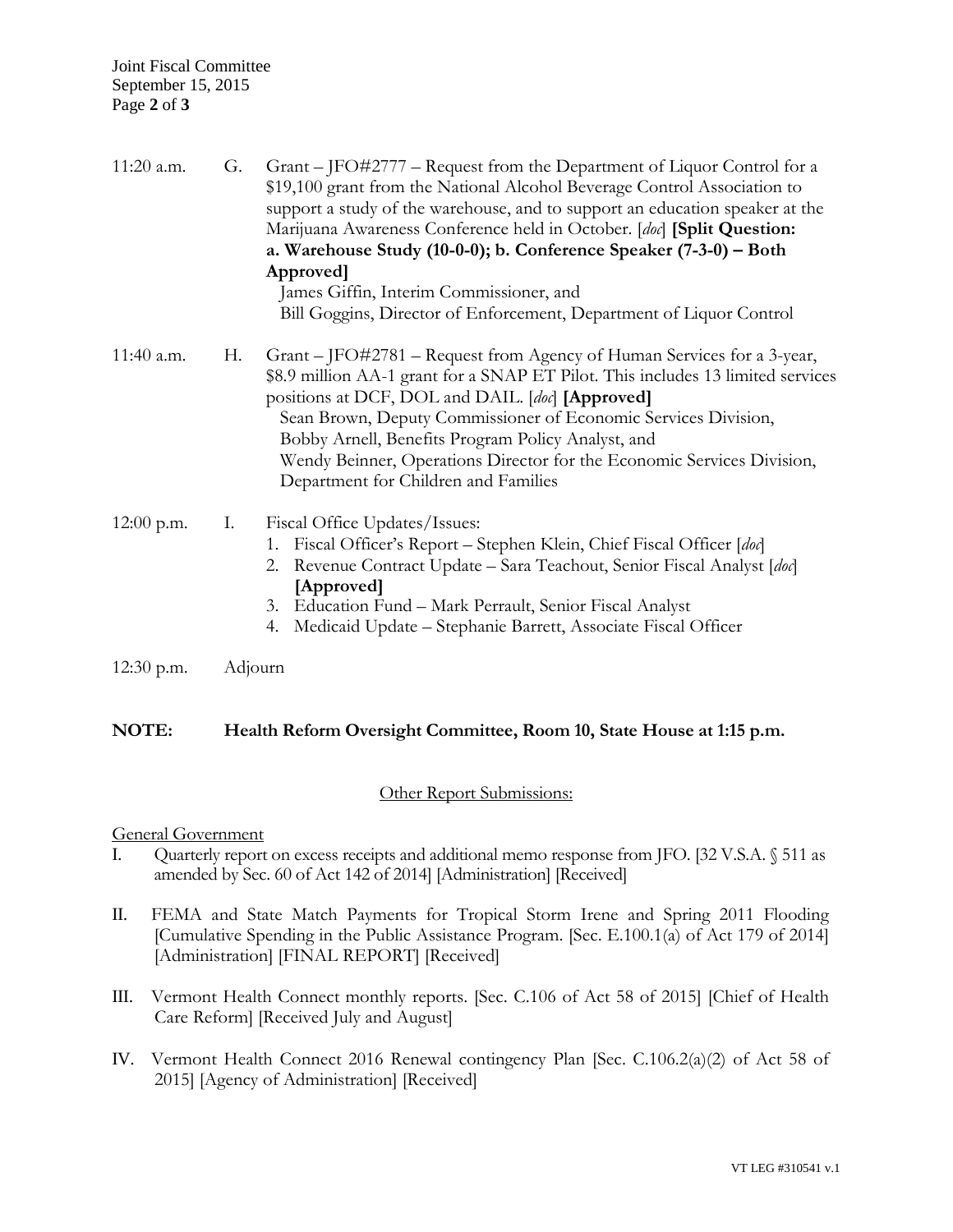11:20 a.m. G. Grant – JFO#2777 – Request from the Department of Liquor Control for a $19,100 grant from the National Alcohol Beverage Control Association to support a study of the warehouse, and to support an education speaker at the Marijuana Awareness Conference held in October. [*doc*] **[Split Question: a. Warehouse Study (10-0-0); b. Conference Speaker (7-3-0) – Both Approved]**
James Giffin, Interim Commissioner, and
Bill Goggins, Director of Enforcement, Department of Liquor Control

11:40 a.m. H. Grant – JFO#2781 – Request from Agency of Human Services for a 3-year, $8.9 million AA-1 grant for a SNAP ET Pilot. This includes 13 limited services positions at DCF, DOL and DAIL. [*doc*] **[Approved]**
Sean Brown, Deputy Commissioner of Economic Services Division,
Bobby Arnell, Benefits Program Policy Analyst, and
Wendy Beinner, Operations Director for the Economic Services Division, Department for Children and Families

12:00 p.m. I. Fiscal Office Updates/Issues:

1. Fiscal Officer's Report – Stephen Klein, Chief Fiscal Officer [*doc*]
2. Revenue Contract Update – Sara Teachout, Senior Fiscal Analyst [*doc*] **[Approved]**
3. Education Fund – Mark Perrault, Senior Fiscal Analyst
4. Medicaid Update – Stephanie Barrett, Associate Fiscal Officer

12:30 p.m. Adjourn

**NOTE: Health Reform Oversight Committee, Room 10, State House at 1:15 p.m.**

Other Report Submissions:

General Government

I. Quarterly report on excess receipts and additional memo response from JFO. [32 V.S.A. § 511 as amended by Sec. 60 of Act 142 of 2014] [Administration] [Received]

II. FEMA and State Match Payments for Tropical Storm Irene and Spring 2011 Flooding [Cumulative Spending in the Public Assistance Program. [Sec. E.100.1(a) of Act 179 of 2014] [Administration] [FINAL REPORT] [Received]

III. Vermont Health Connect monthly reports. [Sec. C.106 of Act 58 of 2015] [Chief of Health Care Reform] [Received July and August]

IV. Vermont Health Connect 2016 Renewal contingency Plan [Sec. C.106.2(a)(2) of Act 58 of 2015] [Agency of Administration] [Received]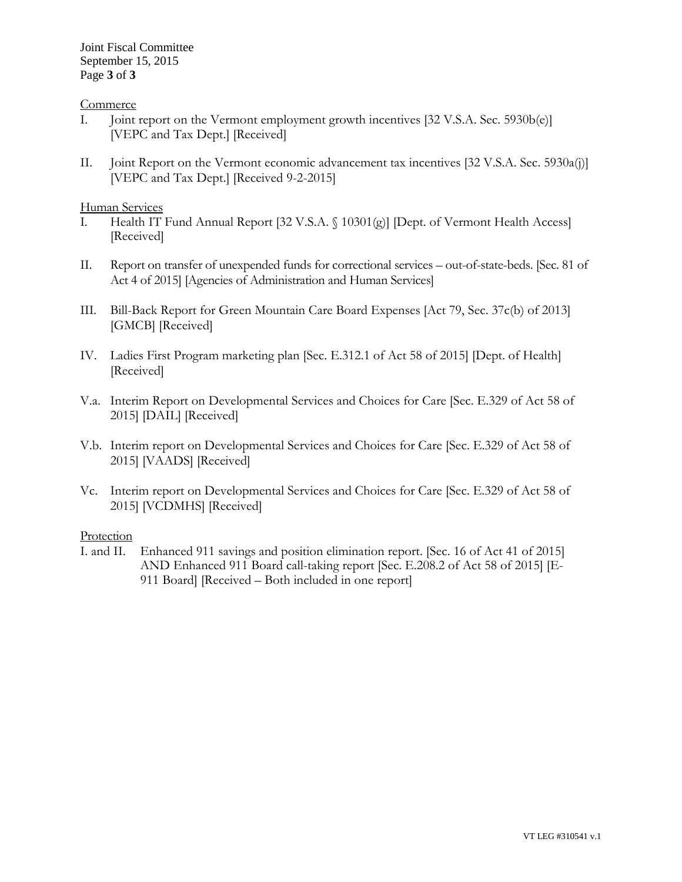Commerce

I. Joint report on the Vermont employment growth incentives [32 V.S.A. Sec. 5930b(e)] [VEPC and Tax Dept.] [Received]

II. Joint Report on the Vermont economic advancement tax incentives [32 V.S.A. Sec. 5930a(j)] [VEPC and Tax Dept.] [Received 9-2-2015]

Human Services

I. Health IT Fund Annual Report [32 V.S.A. § 10301(g)] [Dept. of Vermont Health Access] [Received]

II. Report on transfer of unexpended funds for correctional services – out-of-state-beds. [Sec. 81 of Act 4 of 2015] [Agencies of Administration and Human Services]

III. Bill-Back Report for Green Mountain Care Board Expenses [Act 79, Sec. 37c(b) of 2013] [GMCB] [Received]

IV. Ladies First Program marketing plan [Sec. E.312.1 of Act 58 of 2015] [Dept. of Health] [Received]

V.a. Interim Report on Developmental Services and Choices for Care [Sec. E.329 of Act 58 of 2015] [DAIL] [Received]

V.b. Interim report on Developmental Services and Choices for Care [Sec. E.329 of Act 58 of 2015] [VAADS] [Received]

Vc. Interim report on Developmental Services and Choices for Care [Sec. E.329 of Act 58 of 2015] [VCDMHS] [Received]

Protection

I. and II. Enhanced 911 savings and position elimination report. [Sec. 16 of Act 41 of 2015] AND Enhanced 911 Board call-taking report [Sec. E.208.2 of Act 58 of 2015] [E-911 Board] [Received – Both included in one report]

VT LEG #310541 v.1